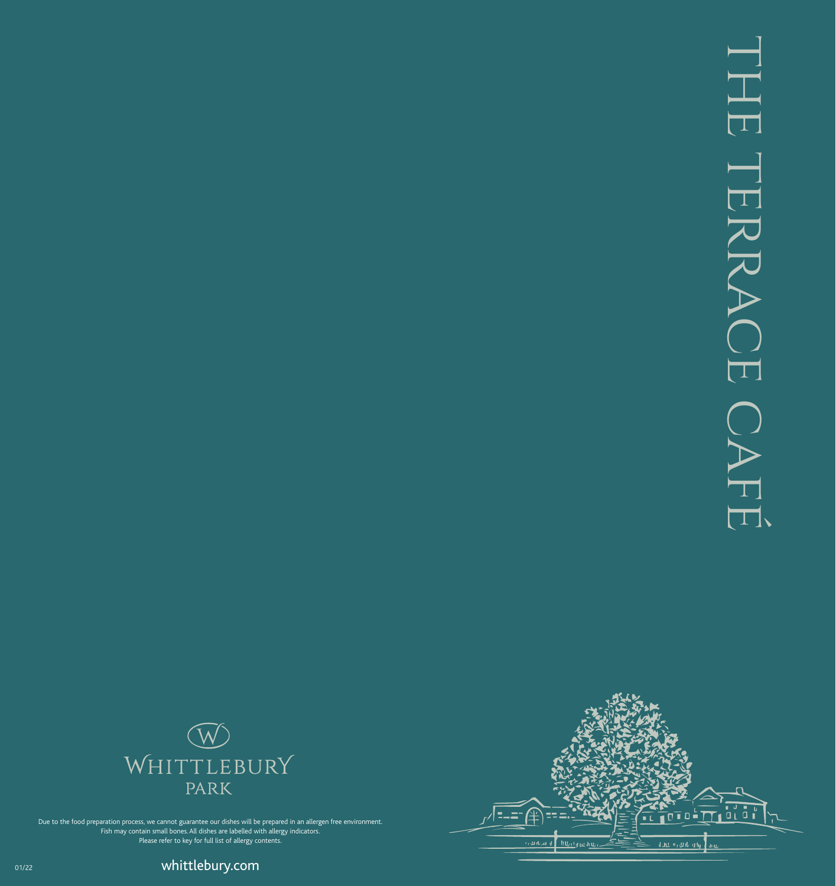# THE TERRACE CAFÉ

WHITTLEBURY PARK

Due to the food preparation process, we cannot guarantee our dishes will be prepared in an allergen free environment.
Fish may contain small bones. All dishes are labelled with allergy indicators.
Please refer to key for full list of allergy contents.

01/22

whittlebury.com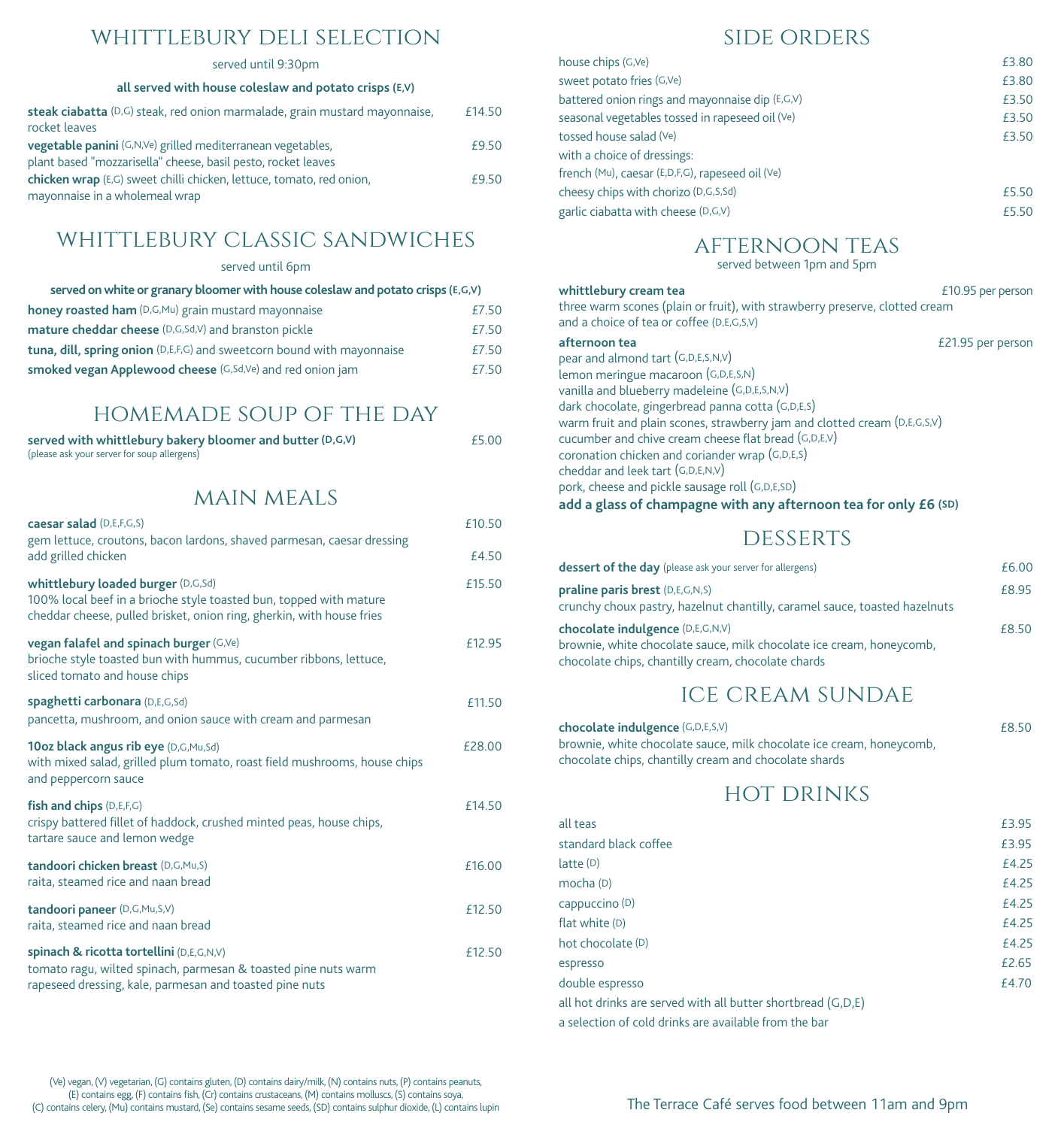## WHITTLEBURY DELI SELECTION

served until 9:30pm

**all served with house coleslaw and potato crisps (E,V)**

**steak ciabatta** (D,G) steak, red onion marmalade, grain mustard mayonnaise, rocket leaves — £14.50

**vegetable panini** (G,N,Ve) grilled mediterranean vegetables, plant based "mozzarisella" cheese, basil pesto, rocket leaves — £9.50

**chicken wrap** (E,G) sweet chilli chicken, lettuce, tomato, red onion, mayonnaise in a wholemeal wrap — £9.50

## WHITTLEBURY CLASSIC SANDWICHES

served until 6pm

**served on white or granary bloomer with house coleslaw and potato crisps (E,G,V)**

**honey roasted ham** (D,G,Mu) grain mustard mayonnaise — £7.50

**mature cheddar cheese** (D,G,Sd,V) and branston pickle — £7.50

**tuna, dill, spring onion** (D,E,F,G) and sweetcorn bound with mayonnaise — £7.50

**smoked vegan Applewood cheese** (G,Sd,Ve) and red onion jam — £7.50

## HOMEMADE SOUP OF THE DAY

**served with whittlebury bakery bloomer and butter (D,G,V)** — £5.00

(please ask your server for soup allergens)

## MAIN MEALS

**caesar salad** (D,E,F,G,S) — £10.50
gem lettuce, croutons, bacon lardons, shaved parmesan, caesar dressing
add grilled chicken — £4.50

**whittlebury loaded burger** (D,G,Sd) — £15.50
100% local beef in a brioche style toasted bun, topped with mature cheddar cheese, pulled brisket, onion ring, gherkin, with house fries

**vegan falafel and spinach burger** (G,Ve) — £12.95
brioche style toasted bun with hummus, cucumber ribbons, lettuce, sliced tomato and house chips

**spaghetti carbonara** (D,E,G,Sd) — £11.50
pancetta, mushroom, and onion sauce with cream and parmesan

**10oz black angus rib eye** (D,G,Mu,Sd) — £28.00
with mixed salad, grilled plum tomato, roast field mushrooms, house chips and peppercorn sauce

**fish and chips** (D,E,F,G) — £14.50
crispy battered fillet of haddock, crushed minted peas, house chips, tartare sauce and lemon wedge

**tandoori chicken breast** (D,G,Mu,S) — £16.00
raita, steamed rice and naan bread

**tandoori paneer** (D,G,Mu,S,V) — £12.50
raita, steamed rice and naan bread

**spinach & ricotta tortellini** (D,E,G,N,V) — £12.50
tomato ragu, wilted spinach, parmesan & toasted pine nuts warm rapeseed dressing, kale, parmesan and toasted pine nuts

## SIDE ORDERS

| | |
|---|---|
| house chips (G,Ve) | £3.80 |
| sweet potato fries (G,Ve) | £3.80 |
| battered onion rings and mayonnaise dip (E,G,V) | £3.50 |
| seasonal vegetables tossed in rapeseed oil (Ve) | £3.50 |
| tossed house salad (Ve) | £3.50 |
| with a choice of dressings: french (Mu), caesar (E,D,F,G), rapeseed oil (Ve) | |
| cheesy chips with chorizo (D,G,S,Sd) | £5.50 |
| garlic ciabatta with cheese (D,G,V) | £5.50 |

## AFTERNOON TEAS

served between 1pm and 5pm

**whittlebury cream tea** — £10.95 per person
three warm scones (plain or fruit), with strawberry preserve, clotted cream and a choice of tea or coffee (D,E,G,S,V)

**afternoon tea** — £21.95 per person
pear and almond tart (G,D,E,S,N,V)
lemon meringue macaroon (G,D,E,S,N)
vanilla and blueberry madeleine (G,D,E,S,N,V)
dark chocolate, gingerbread panna cotta (G,D,E,S)
warm fruit and plain scones, strawberry jam and clotted cream (D,E,G,S,V)
cucumber and chive cream cheese flat bread (G,D,E,V)
coronation chicken and coriander wrap (G,D,E,S)
cheddar and leek tart (G,D,E,N,V)
pork, cheese and pickle sausage roll (G,D,E,SD)

**add a glass of champagne with any afternoon tea for only £6 (SD)**

## DESSERTS

**dessert of the day** (please ask your server for allergens) — £6.00

**praline paris brest** (D,E,G,N,S) — £8.95
crunchy choux pastry, hazelnut chantilly, caramel sauce, toasted hazelnuts

**chocolate indulgence** (D,E,G,N,V) — £8.50
brownie, white chocolate sauce, milk chocolate ice cream, honeycomb, chocolate chips, chantilly cream, chocolate chards

## ICE CREAM SUNDAE

**chocolate indulgence** (G,D,E,S,V) — £8.50
brownie, white chocolate sauce, milk chocolate ice cream, honeycomb, chocolate chips, chantilly cream and chocolate shards

## HOT DRINKS

| | |
|---|---|
| all teas | £3.95 |
| standard black coffee | £3.95 |
| latte (D) | £4.25 |
| mocha (D) | £4.25 |
| cappuccino (D) | £4.25 |
| flat white (D) | £4.25 |
| hot chocolate (D) | £4.25 |
| espresso | £2.65 |
| double espresso | £4.70 |

all hot drinks are served with all butter shortbread (G,D,E)

a selection of cold drinks are available from the bar

(Ve) vegan, (V) vegetarian, (G) contains gluten, (D) contains dairy/milk, (N) contains nuts, (P) contains peanuts, (E) contains egg, (F) contains fish, (Cr) contains crustaceans, (M) contains molluscs, (S) contains soya, (C) contains celery, (Mu) contains mustard, (Se) contains sesame seeds, (SD) contains sulphur dioxide, (L) contains lupin

The Terrace Café serves food between 11am and 9pm